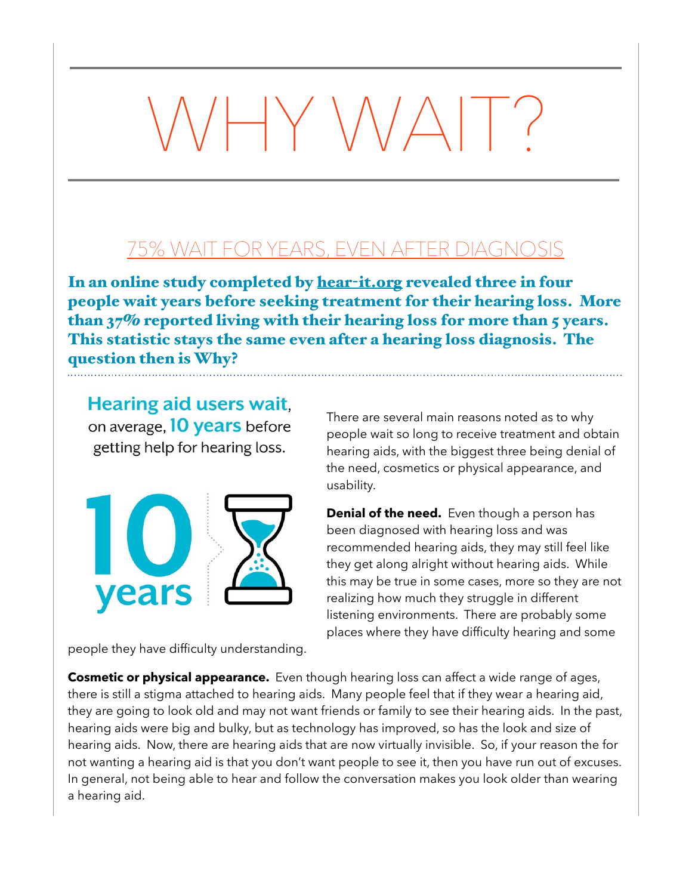# WHY WAIT?

## 75% WAIT FOR YEARS, EVEN AFTER DIAGNOSIS

**In an online study completed by hear-it.org revealed three in four people wait years before seeking treatment for their hearing loss. More than 37% reported living with their hearing loss for more than 5 years. This statistic stays the same even after a hearing loss diagnosis. The question then is Why?**

**Hearing aid users wait**, on average, **10 years** before getting help for hearing loss.

**10 years**

There are several main reasons noted as to why people wait so long to receive treatment and obtain hearing aids, with the biggest three being denial of the need, cosmetics or physical appearance, and usability.

**Denial of the need.** Even though a person has been diagnosed with hearing loss and was recommended hearing aids, they may still feel like they get along alright without hearing aids. While this may be true in some cases, more so they are not realizing how much they struggle in different listening environments. There are probably some places where they have difficulty hearing and some people they have difficulty understanding.

**Cosmetic or physical appearance.** Even though hearing loss can affect a wide range of ages, there is still a stigma attached to hearing aids. Many people feel that if they wear a hearing aid, they are going to look old and may not want friends or family to see their hearing aids. In the past, hearing aids were big and bulky, but as technology has improved, so has the look and size of hearing aids. Now, there are hearing aids that are now virtually invisible. So, if your reason the for not wanting a hearing aid is that you don't want people to see it, then you have run out of excuses. In general, not being able to hear and follow the conversation makes you look older than wearing a hearing aid.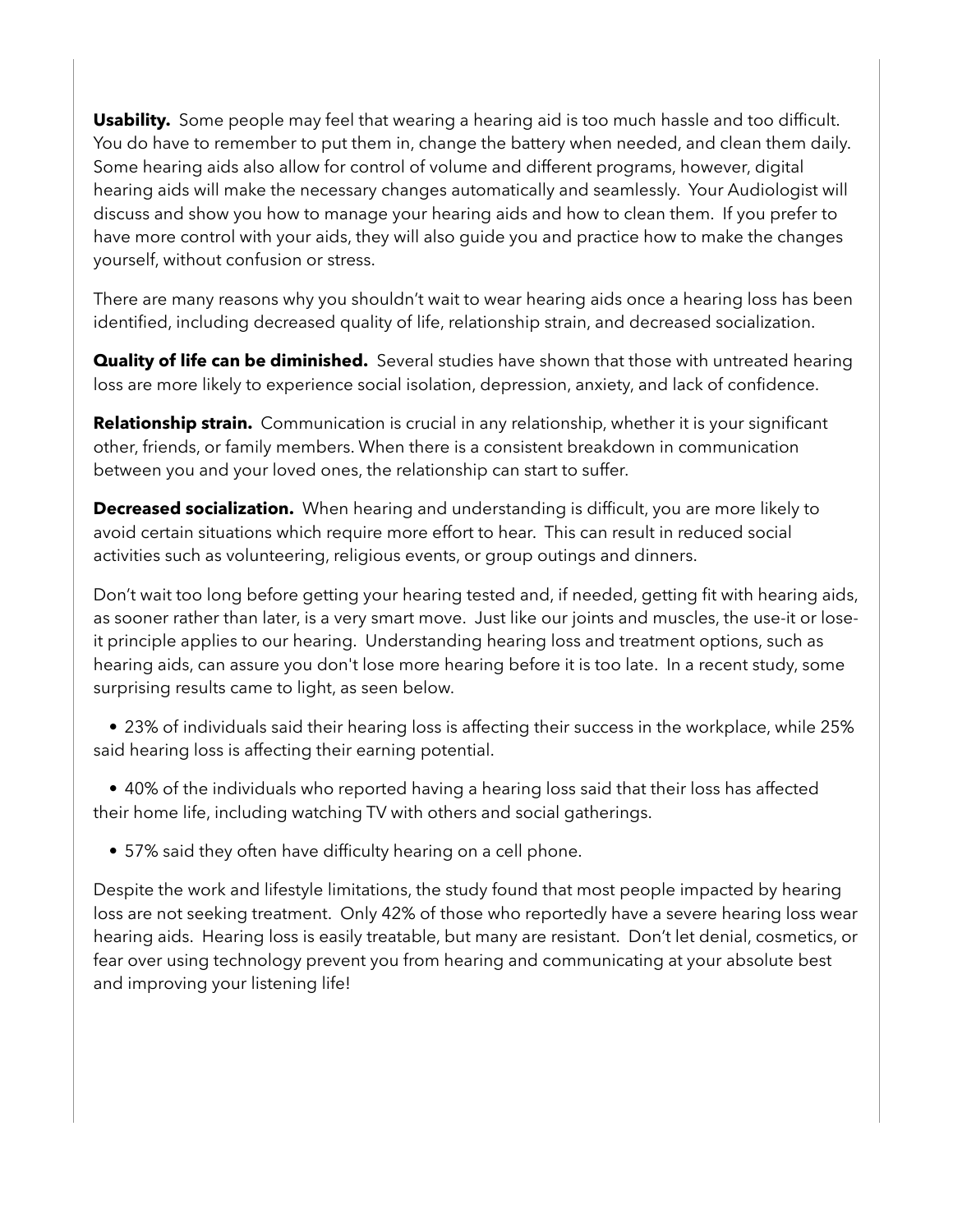**Usability.** Some people may feel that wearing a hearing aid is too much hassle and too difficult. You do have to remember to put them in, change the battery when needed, and clean them daily. Some hearing aids also allow for control of volume and different programs, however, digital hearing aids will make the necessary changes automatically and seamlessly. Your Audiologist will discuss and show you how to manage your hearing aids and how to clean them. If you prefer to have more control with your aids, they will also guide you and practice how to make the changes yourself, without confusion or stress.

There are many reasons why you shouldn't wait to wear hearing aids once a hearing loss has been identified, including decreased quality of life, relationship strain, and decreased socialization.

**Quality of life can be diminished.** Several studies have shown that those with untreated hearing loss are more likely to experience social isolation, depression, anxiety, and lack of confidence.

**Relationship strain.** Communication is crucial in any relationship, whether it is your significant other, friends, or family members. When there is a consistent breakdown in communication between you and your loved ones, the relationship can start to suffer.

**Decreased socialization.** When hearing and understanding is difficult, you are more likely to avoid certain situations which require more effort to hear. This can result in reduced social activities such as volunteering, religious events, or group outings and dinners.

Don't wait too long before getting your hearing tested and, if needed, getting fit with hearing aids, as sooner rather than later, is a very smart move. Just like our joints and muscles, the use-it or lose-it principle applies to our hearing. Understanding hearing loss and treatment options, such as hearing aids, can assure you don't lose more hearing before it is too late. In a recent study, some surprising results came to light, as seen below.

- 23% of individuals said their hearing loss is affecting their success in the workplace, while 25% said hearing loss is affecting their earning potential.
- 40% of the individuals who reported having a hearing loss said that their loss has affected their home life, including watching TV with others and social gatherings.
- 57% said they often have difficulty hearing on a cell phone.

Despite the work and lifestyle limitations, the study found that most people impacted by hearing loss are not seeking treatment. Only 42% of those who reportedly have a severe hearing loss wear hearing aids. Hearing loss is easily treatable, but many are resistant. Don't let denial, cosmetics, or fear over using technology prevent you from hearing and communicating at your absolute best and improving your listening life!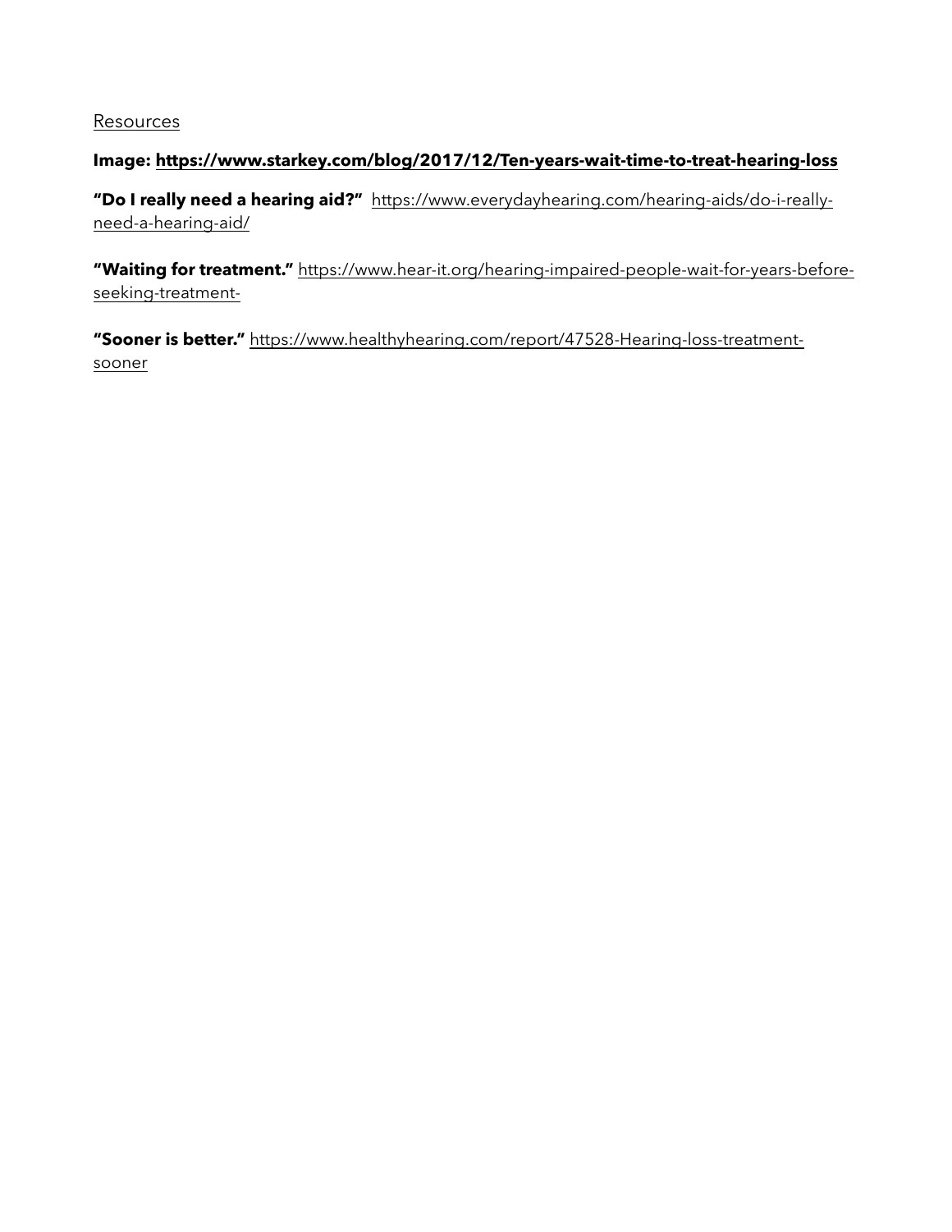Resources

**Image: https://www.starkey.com/blog/2017/12/Ten-years-wait-time-to-treat-hearing-loss**

**"Do I really need a hearing aid?"** https://www.everydayhearing.com/hearing-aids/do-i-really-need-a-hearing-aid/

**"Waiting for treatment."** https://www.hear-it.org/hearing-impaired-people-wait-for-years-before-seeking-treatment-

**"Sooner is better."** https://www.healthyhearing.com/report/47528-Hearing-loss-treatment-sooner